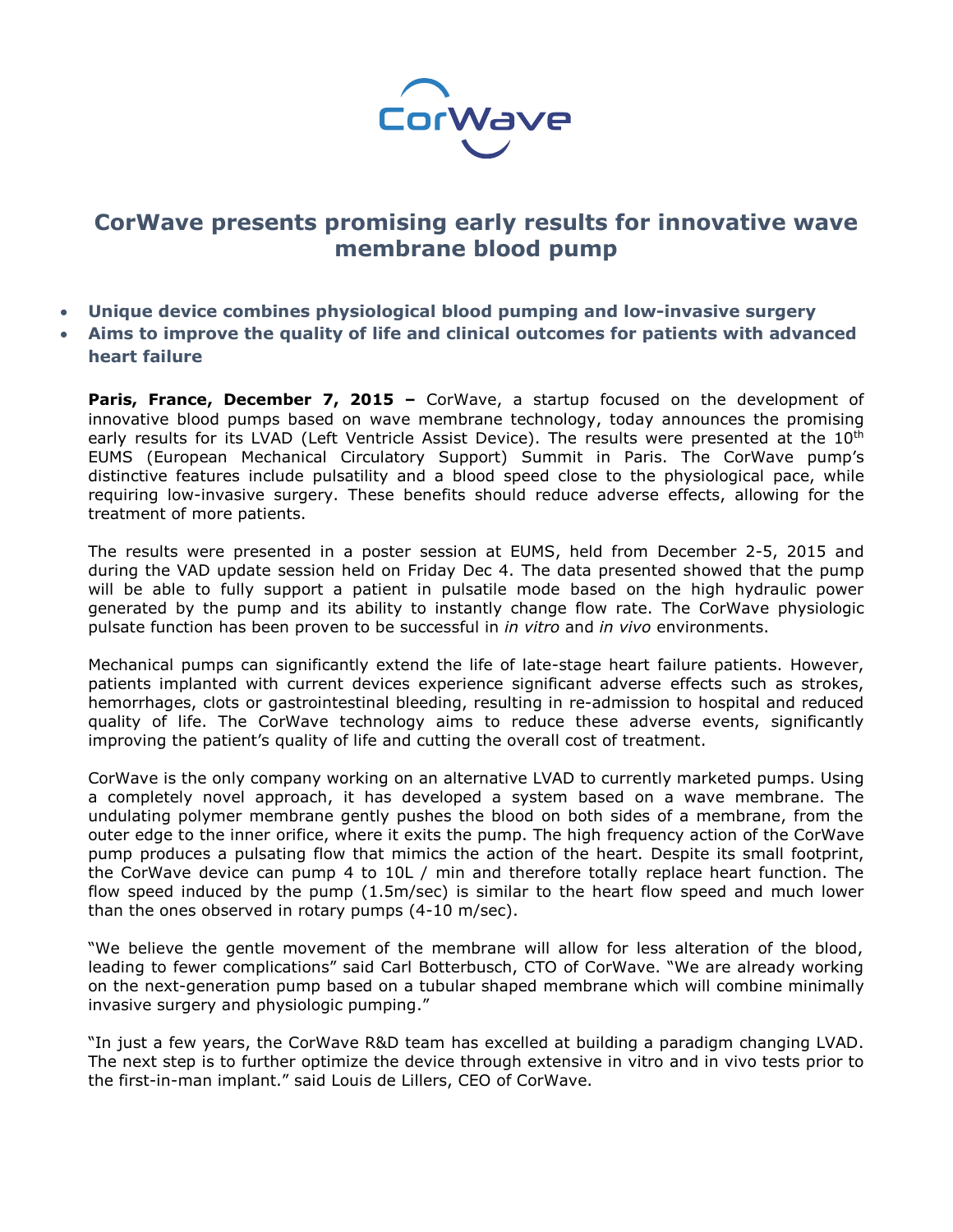# CorWave presents promising early results for innovative wave membrane blood pump

- **Unique device combines physiological blood pumping and low-invasive surgery**
- **Aims to improve the quality of life and clinical outcomes for patients with advanced heart failure**

**Paris, France, December 7, 2015 –** CorWave, a startup focused on the development of innovative blood pumps based on wave membrane technology, today announces the promising early results for its LVAD (Left Ventricle Assist Device). The results were presented at the 10$^{th}$ EUMS (European Mechanical Circulatory Support) Summit in Paris. The CorWave pump's distinctive features include pulsatility and a blood speed close to the physiological pace, while requiring low-invasive surgery. These benefits should reduce adverse effects, allowing for the treatment of more patients.

The results were presented in a poster session at EUMS, held from December 2-5, 2015 and during the VAD update session held on Friday Dec 4. The data presented showed that the pump will be able to fully support a patient in pulsatile mode based on the high hydraulic power generated by the pump and its ability to instantly change flow rate. The CorWave physiologic pulsate function has been proven to be successful in *in vitro* and *in vivo* environments.

Mechanical pumps can significantly extend the life of late-stage heart failure patients. However, patients implanted with current devices experience significant adverse effects such as strokes, hemorrhages, clots or gastrointestinal bleeding, resulting in re-admission to hospital and reduced quality of life. The CorWave technology aims to reduce these adverse events, significantly improving the patient's quality of life and cutting the overall cost of treatment.

CorWave is the only company working on an alternative LVAD to currently marketed pumps. Using a completely novel approach, it has developed a system based on a wave membrane. The undulating polymer membrane gently pushes the blood on both sides of a membrane, from the outer edge to the inner orifice, where it exits the pump. The high frequency action of the CorWave pump produces a pulsating flow that mimics the action of the heart. Despite its small footprint, the CorWave device can pump 4 to 10L / min and therefore totally replace heart function. The flow speed induced by the pump (1.5m/sec) is similar to the heart flow speed and much lower than the ones observed in rotary pumps (4-10 m/sec).

"We believe the gentle movement of the membrane will allow for less alteration of the blood, leading to fewer complications" said Carl Botterbusch, CTO of CorWave. "We are already working on the next-generation pump based on a tubular shaped membrane which will combine minimally invasive surgery and physiologic pumping."

"In just a few years, the CorWave R&D team has excelled at building a paradigm changing LVAD. The next step is to further optimize the device through extensive in vitro and in vivo tests prior to the first-in-man implant." said Louis de Lillers, CEO of CorWave.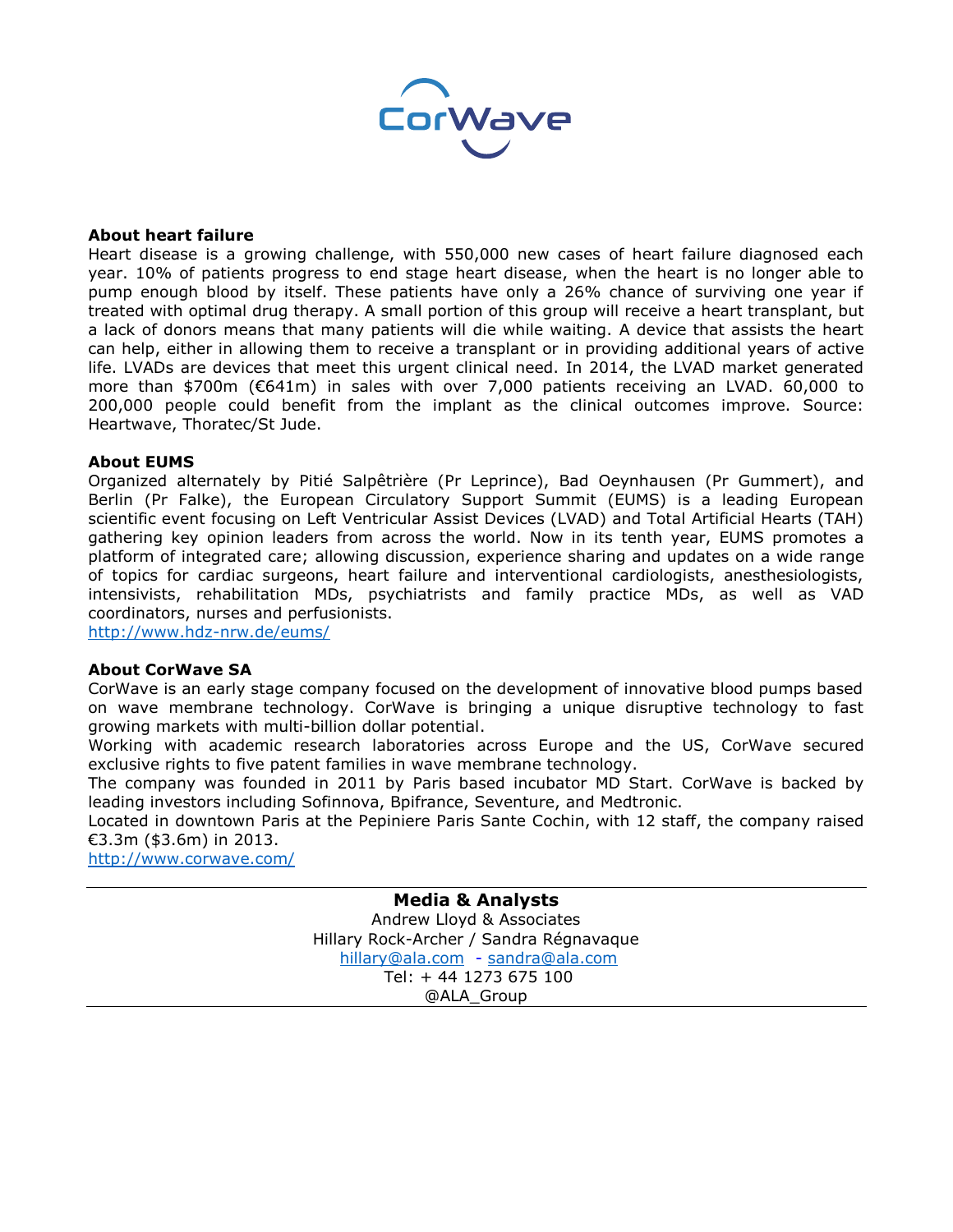CorWave

**About heart failure**
Heart disease is a growing challenge, with 550,000 new cases of heart failure diagnosed each year. 10% of patients progress to end stage heart disease, when the heart is no longer able to pump enough blood by itself. These patients have only a 26% chance of surviving one year if treated with optimal drug therapy. A small portion of this group will receive a heart transplant, but a lack of donors means that many patients will die while waiting. A device that assists the heart can help, either in allowing them to receive a transplant or in providing additional years of active life. LVADs are devices that meet this urgent clinical need. In 2014, the LVAD market generated more than $700m (€641m) in sales with over 7,000 patients receiving an LVAD. 60,000 to 200,000 people could benefit from the implant as the clinical outcomes improve. Source: Heartwave, Thoratec/St Jude.

**About EUMS**
Organized alternately by Pitié Salpêtrière (Pr Leprince), Bad Oeynhausen (Pr Gummert), and Berlin (Pr Falke), the European Circulatory Support Summit (EUMS) is a leading European scientific event focusing on Left Ventricular Assist Devices (LVAD) and Total Artificial Hearts (TAH) gathering key opinion leaders from across the world. Now in its tenth year, EUMS promotes a platform of integrated care; allowing discussion, experience sharing and updates on a wide range of topics for cardiac surgeons, heart failure and interventional cardiologists, anesthesiologists, intensivists, rehabilitation MDs, psychiatrists and family practice MDs, as well as VAD coordinators, nurses and perfusionists.
http://www.hdz-nrw.de/eums/

**About CorWave SA**
CorWave is an early stage company focused on the development of innovative blood pumps based on wave membrane technology. CorWave is bringing a unique disruptive technology to fast growing markets with multi-billion dollar potential.
Working with academic research laboratories across Europe and the US, CorWave secured exclusive rights to five patent families in wave membrane technology.
The company was founded in 2011 by Paris based incubator MD Start. CorWave is backed by leading investors including Sofinnova, Bpifrance, Seventure, and Medtronic.
Located in downtown Paris at the Pepiniere Paris Sante Cochin, with 12 staff, the company raised €3.3m ($3.6m) in 2013.
http://www.corwave.com/

---

**Media & Analysts**
Andrew Lloyd & Associates
Hillary Rock-Archer / Sandra Régnavaque
hillary@ala.com - sandra@ala.com
Tel: + 44 1273 675 100
@ALA_Group

---